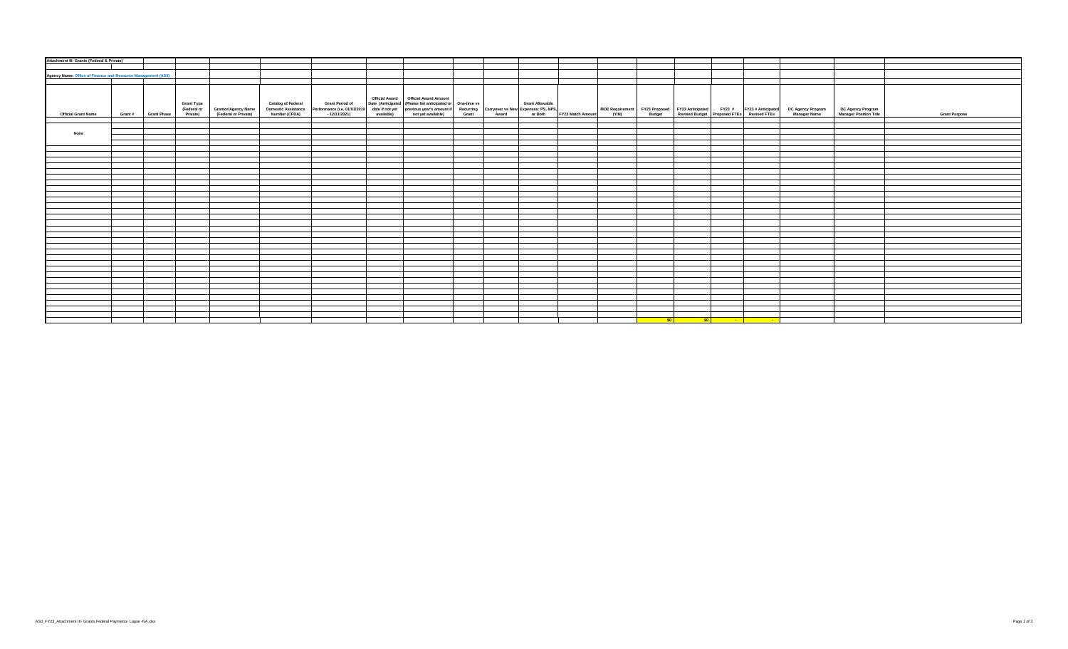**Attachment III- Grants (Federal & Private)**

**Agency Name: Office of Finance and Resource Management (AS0)**

| Official Grant Name | Grant # | Grant Phase | Grant Type (Federal or Private) | Grantor/Agency Name (Federal or Private) | Catalog of Federal Domestic Assistance Number (CFDA) | Grant Period of Performance (i.e. 01/01/2019 - 12/31/2021) | Official Award Date (Anticipated date if not yet available) | Official Award Amount (Please list anticipated or previous year's amount if not yet available) | One-time vs Recurring Grant | Carryover vs New Award | Grant Allowable Expenses: PS, NPS, or Both | FY23 Match Amount | MOE Requirement (Y/N) | FY23 Proposed Budget | FY23 Anticipated Revised Budget | FY23 # Proposed FTEs | FY23 # Anticipated Revised FTEs | DC Agency Program Manager Name | DC Agency Program Manager Position Title | Grant Purpose |
|---|---|---|---|---|---|---|---|---|---|---|---|---|---|---|---|---|---|---|---|---|
| None | | | | | | | | | | | | | | | | | | | | |
| | | | | | | | | | | | | | | $0 | $0 | - | - | | | |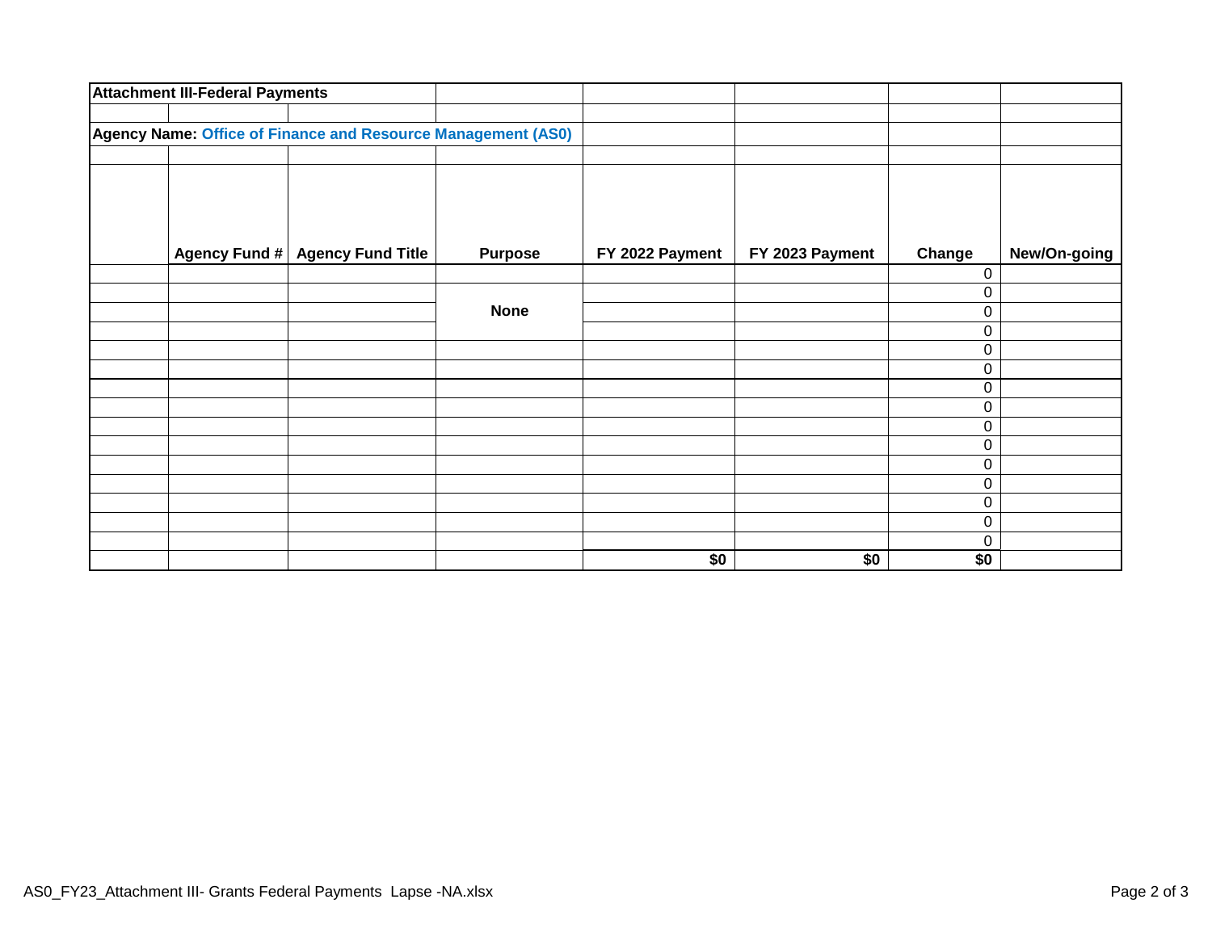**Attachment III-Federal Payments**

**Agency Name: Office of Finance and Resource Management (AS0)**

| | Agency Fund # | Agency Fund Title | Purpose | FY 2022 Payment | FY 2023 Payment | Change | New/On-going |
|---|---|---|---|---|---|---|---|
| | | | | | | 0 | |
| | | | | | | 0 | |
| | | | **None** | | | 0 | |
| | | | | | | 0 | |
| | | | | | | 0 | |
| | | | | | | 0 | |
| | | | | | | 0 | |
| | | | | | | 0 | |
| | | | | | | 0 | |
| | | | | | | 0 | |
| | | | | | | 0 | |
| | | | | | | 0 | |
| | | | | | | 0 | |
| | | | | | | 0 | |
| | | | | | | 0 | |
| | | | | **$0** | **$0** | **$0** | |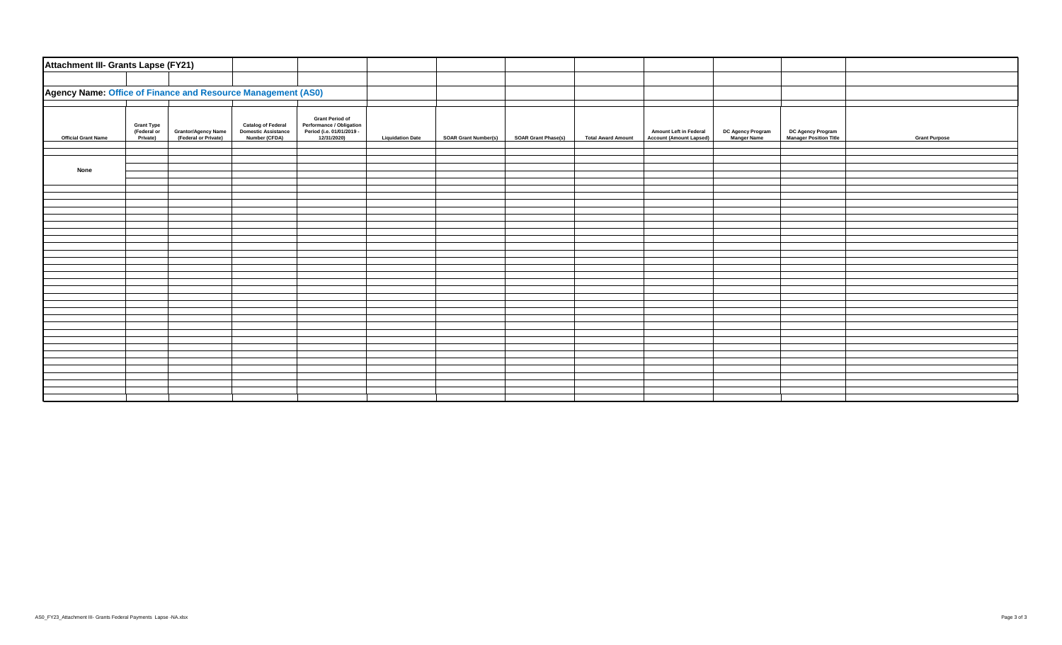## Attachment III- Grants Lapse (FY21)

## Agency Name: Office of Finance and Resource Management (AS0)

| Official Grant Name | Grant Type (Federal or Private) | Grantor/Agency Name (Federal or Private) | Catalog of Federal Domestic Assistance Number (CFDA) | Grant Period of Performance / Obligation Period (i.e. 01/01/2019 - 12/31/2020) | Liquidation Date | SOAR Grant Number(s) | SOAR Grant Phase(s) | Total Award Amount | Amount Left in Federal Account (Amount Lapsed) | DC Agency Program Manger Name | DC Agency Program Manager Position Title | Grant Purpose |
|---|---|---|---|---|---|---|---|---|---|---|---|---|
| None | | | | | | | | | | | | |